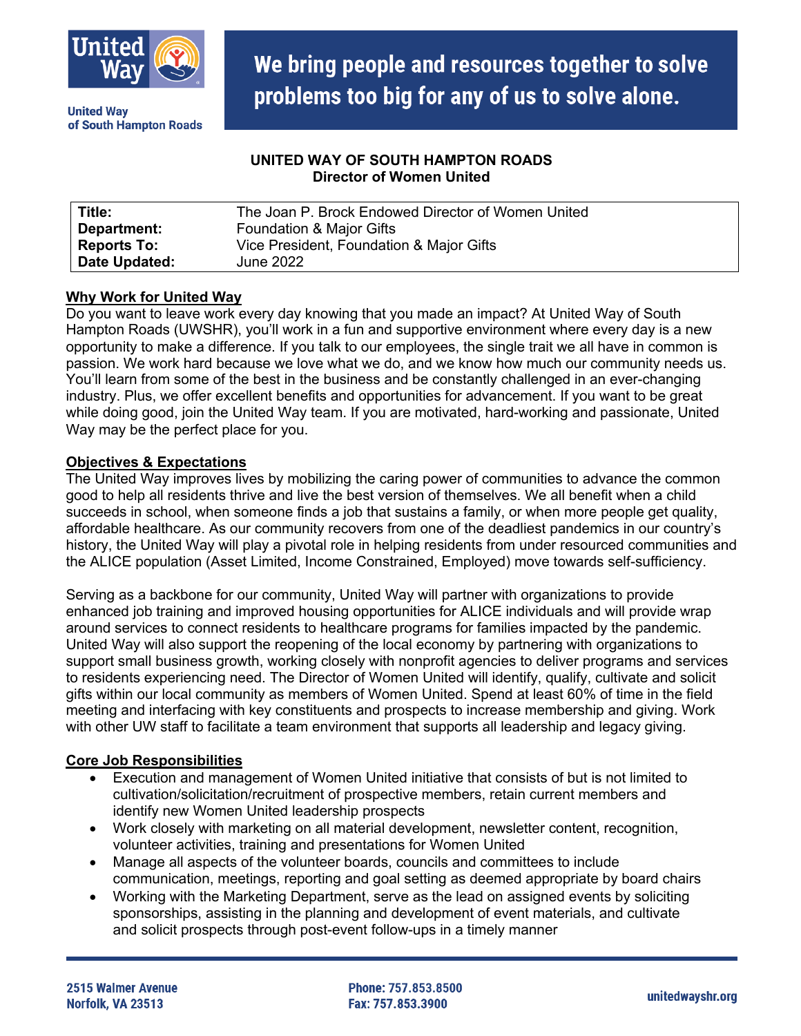United Way of South Hampton Roads

**We bring people and resources together to solve problems too big for any of us to solve alone.**

# UNITED WAY OF SOUTH HAMPTON ROADS
## Director of Women United

| | |
|---|---|
| **Title:** | The Joan P. Brock Endowed Director of Women United |
| **Department:** | Foundation & Major Gifts |
| **Reports To:** | Vice President, Foundation & Major Gifts |
| **Date Updated:** | June 2022 |

### Why Work for United Way

Do you want to leave work every day knowing that you made an impact? At United Way of South Hampton Roads (UWSHR), you'll work in a fun and supportive environment where every day is a new opportunity to make a difference. If you talk to our employees, the single trait we all have in common is passion. We work hard because we love what we do, and we know how much our community needs us. You'll learn from some of the best in the business and be constantly challenged in an ever-changing industry. Plus, we offer excellent benefits and opportunities for advancement. If you want to be great while doing good, join the United Way team. If you are motivated, hard-working and passionate, United Way may be the perfect place for you.

### Objectives & Expectations

The United Way improves lives by mobilizing the caring power of communities to advance the common good to help all residents thrive and live the best version of themselves. We all benefit when a child succeeds in school, when someone finds a job that sustains a family, or when more people get quality, affordable healthcare. As our community recovers from one of the deadliest pandemics in our country's history, the United Way will play a pivotal role in helping residents from under resourced communities and the ALICE population (Asset Limited, Income Constrained, Employed) move towards self-sufficiency.

Serving as a backbone for our community, United Way will partner with organizations to provide enhanced job training and improved housing opportunities for ALICE individuals and will provide wrap around services to connect residents to healthcare programs for families impacted by the pandemic. United Way will also support the reopening of the local economy by partnering with organizations to support small business growth, working closely with nonprofit agencies to deliver programs and services to residents experiencing need. The Director of Women United will identify, qualify, cultivate and solicit gifts within our local community as members of Women United. Spend at least 60% of time in the field meeting and interfacing with key constituents and prospects to increase membership and giving. Work with other UW staff to facilitate a team environment that supports all leadership and legacy giving.

### Core Job Responsibilities

- Execution and management of Women United initiative that consists of but is not limited to cultivation/solicitation/recruitment of prospective members, retain current members and identify new Women United leadership prospects
- Work closely with marketing on all material development, newsletter content, recognition, volunteer activities, training and presentations for Women United
- Manage all aspects of the volunteer boards, councils and committees to include communication, meetings, reporting and goal setting as deemed appropriate by board chairs
- Working with the Marketing Department, serve as the lead on assigned events by soliciting sponsorships, assisting in the planning and development of event materials, and cultivate and solicit prospects through post-event follow-ups in a timely manner

2515 Walmer Avenue
Norfolk, VA 23513

Phone: 757.853.8500
Fax: 757.853.3900

unitedwayshr.org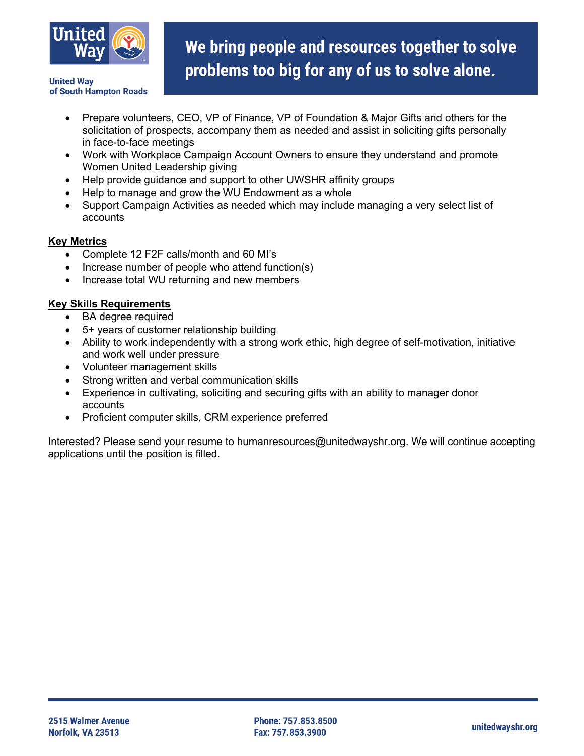- Prepare volunteers, CEO, VP of Finance, VP of Foundation & Major Gifts and others for the solicitation of prospects, accompany them as needed and assist in soliciting gifts personally in face-to-face meetings
- Work with Workplace Campaign Account Owners to ensure they understand and promote Women United Leadership giving
- Help provide guidance and support to other UWSHR affinity groups
- Help to manage and grow the WU Endowment as a whole
- Support Campaign Activities as needed which may include managing a very select list of accounts

**Key Metrics**

- Complete 12 F2F calls/month and 60 MI's
- Increase number of people who attend function(s)
- Increase total WU returning and new members

**Key Skills Requirements**

- BA degree required
- 5+ years of customer relationship building
- Ability to work independently with a strong work ethic, high degree of self-motivation, initiative and work well under pressure
- Volunteer management skills
- Strong written and verbal communication skills
- Experience in cultivating, soliciting and securing gifts with an ability to manager donor accounts
- Proficient computer skills, CRM experience preferred

Interested? Please send your resume to humanresources@unitedwayshr.org. We will continue accepting applications until the position is filled.